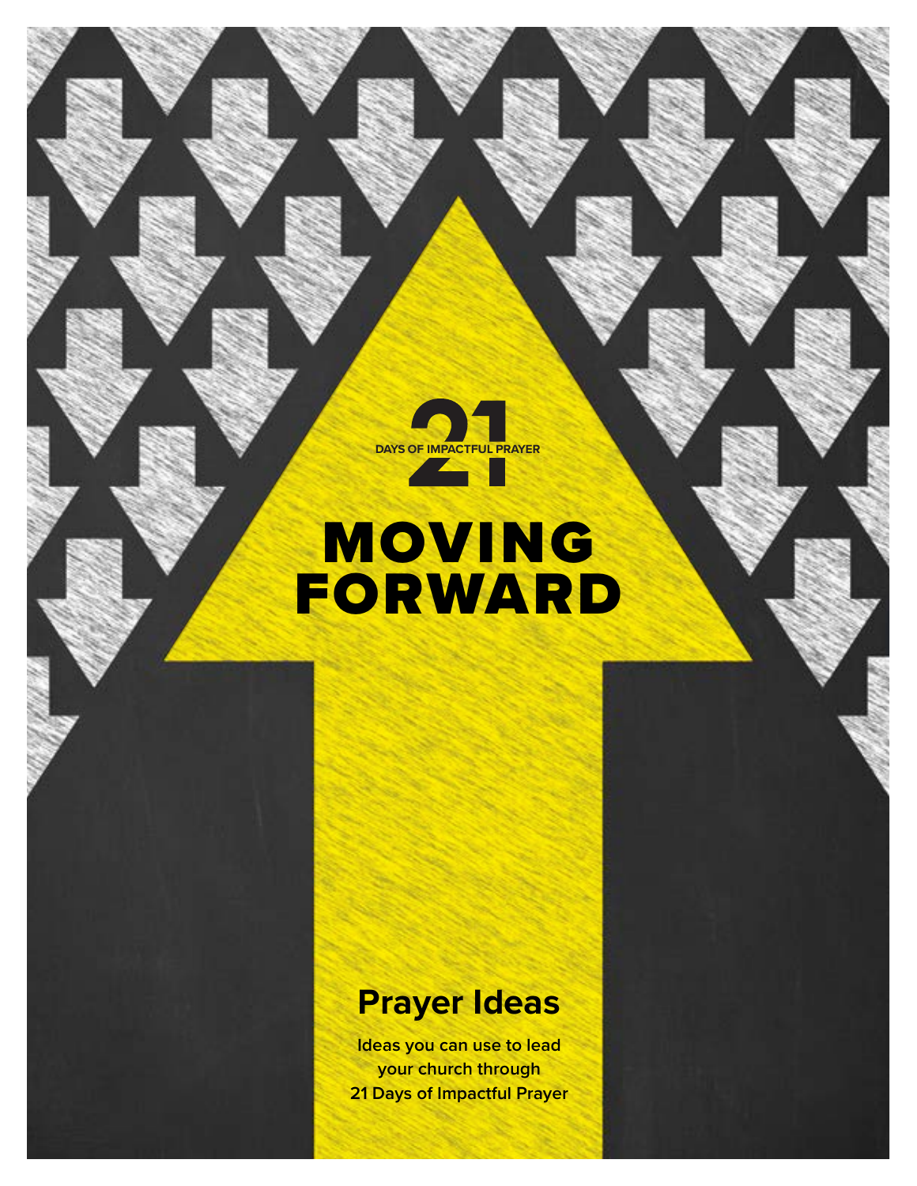21 DAYS OF IMPACTFUL PRAYER

# MOVING FORWARD

## Prayer Ideas

**Ideas you can use to lead your church through 21 Days of Impactful Prayer**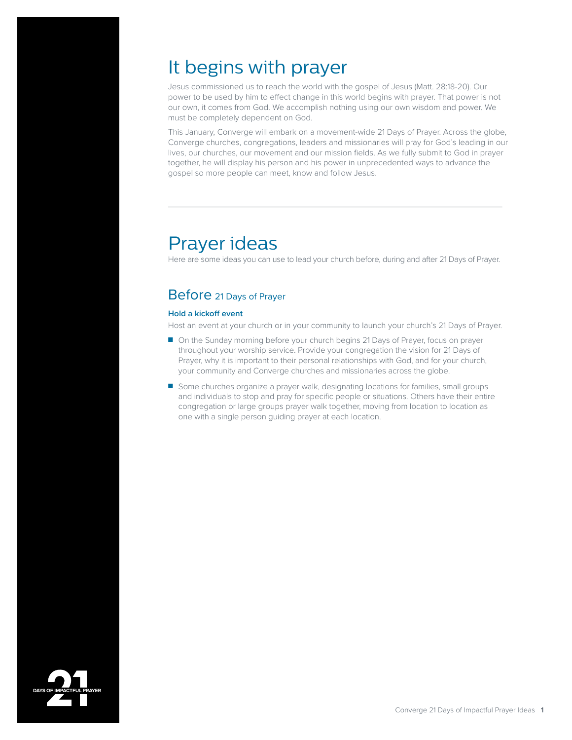# It begins with prayer

Jesus commissioned us to reach the world with the gospel of Jesus (Matt. 28:18-20). Our power to be used by him to effect change in this world begins with prayer. That power is not our own, it comes from God. We accomplish nothing using our own wisdom and power. We must be completely dependent on God.

This January, Converge will embark on a movement-wide 21 Days of Prayer. Across the globe, Converge churches, congregations, leaders and missionaries will pray for God's leading in our lives, our churches, our movement and our mission fields. As we fully submit to God in prayer together, he will display his person and his power in unprecedented ways to advance the gospel so more people can meet, know and follow Jesus.

---

# Prayer ideas

Here are some ideas you can use to lead your church before, during and after 21 Days of Prayer.

## Before 21 Days of Prayer

### Hold a kickoff event

Host an event at your church or in your community to launch your church's 21 Days of Prayer.

- On the Sunday morning before your church begins 21 Days of Prayer, focus on prayer throughout your worship service. Provide your congregation the vision for 21 Days of Prayer, why it is important to their personal relationships with God, and for your church, your community and Converge churches and missionaries across the globe.
- Some churches organize a prayer walk, designating locations for families, small groups and individuals to stop and pray for specific people or situations. Others have their entire congregation or large groups prayer walk together, moving from location to location as one with a single person guiding prayer at each location.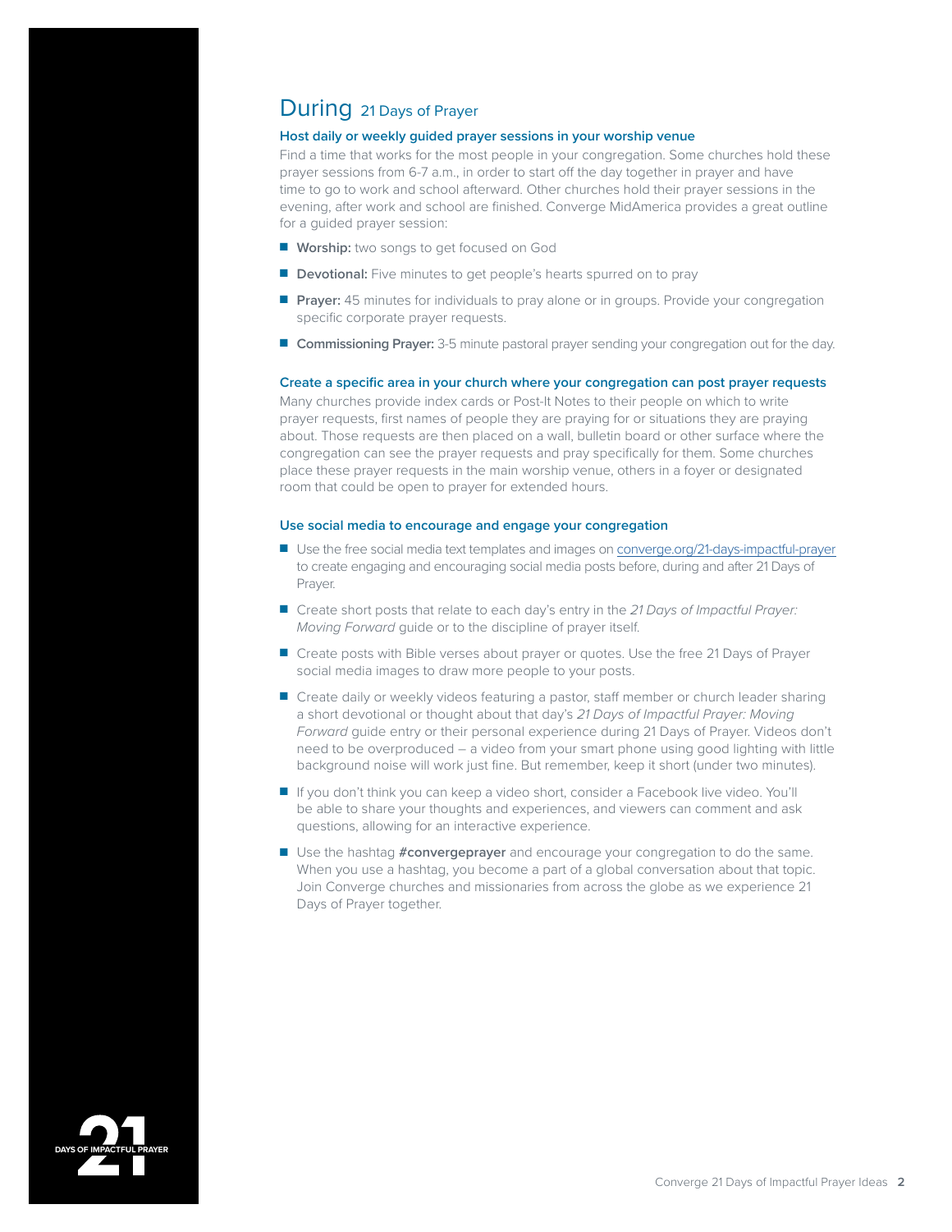# During 21 Days of Prayer

### Host daily or weekly guided prayer sessions in your worship venue

Find a time that works for the most people in your congregation. Some churches hold these prayer sessions from 6-7 a.m., in order to start off the day together in prayer and have time to go to work and school afterward. Other churches hold their prayer sessions in the evening, after work and school are finished. Converge MidAmerica provides a great outline for a guided prayer session:

- **Worship:** two songs to get focused on God
- **Devotional:** Five minutes to get people's hearts spurred on to pray
- **Prayer:** 45 minutes for individuals to pray alone or in groups. Provide your congregation specific corporate prayer requests.
- **Commissioning Prayer:** 3-5 minute pastoral prayer sending your congregation out for the day.

### Create a specific area in your church where your congregation can post prayer requests

Many churches provide index cards or Post-It Notes to their people on which to write prayer requests, first names of people they are praying for or situations they are praying about. Those requests are then placed on a wall, bulletin board or other surface where the congregation can see the prayer requests and pray specifically for them. Some churches place these prayer requests in the main worship venue, others in a foyer or designated room that could be open to prayer for extended hours.

### Use social media to encourage and engage your congregation

- Use the free social media text templates and images on converge.org/21-days-impactful-prayer to create engaging and encouraging social media posts before, during and after 21 Days of Prayer.
- Create short posts that relate to each day's entry in the *21 Days of Impactful Prayer: Moving Forward* guide or to the discipline of prayer itself.
- Create posts with Bible verses about prayer or quotes. Use the free 21 Days of Prayer social media images to draw more people to your posts.
- Create daily or weekly videos featuring a pastor, staff member or church leader sharing a short devotional or thought about that day's *21 Days of Impactful Prayer: Moving Forward* guide entry or their personal experience during 21 Days of Prayer. Videos don't need to be overproduced – a video from your smart phone using good lighting with little background noise will work just fine. But remember, keep it short (under two minutes).
- If you don't think you can keep a video short, consider a Facebook live video. You'll be able to share your thoughts and experiences, and viewers can comment and ask questions, allowing for an interactive experience.
- Use the hashtag **#convergeprayer** and encourage your congregation to do the same. When you use a hashtag, you become a part of a global conversation about that topic. Join Converge churches and missionaries from across the globe as we experience 21 Days of Prayer together.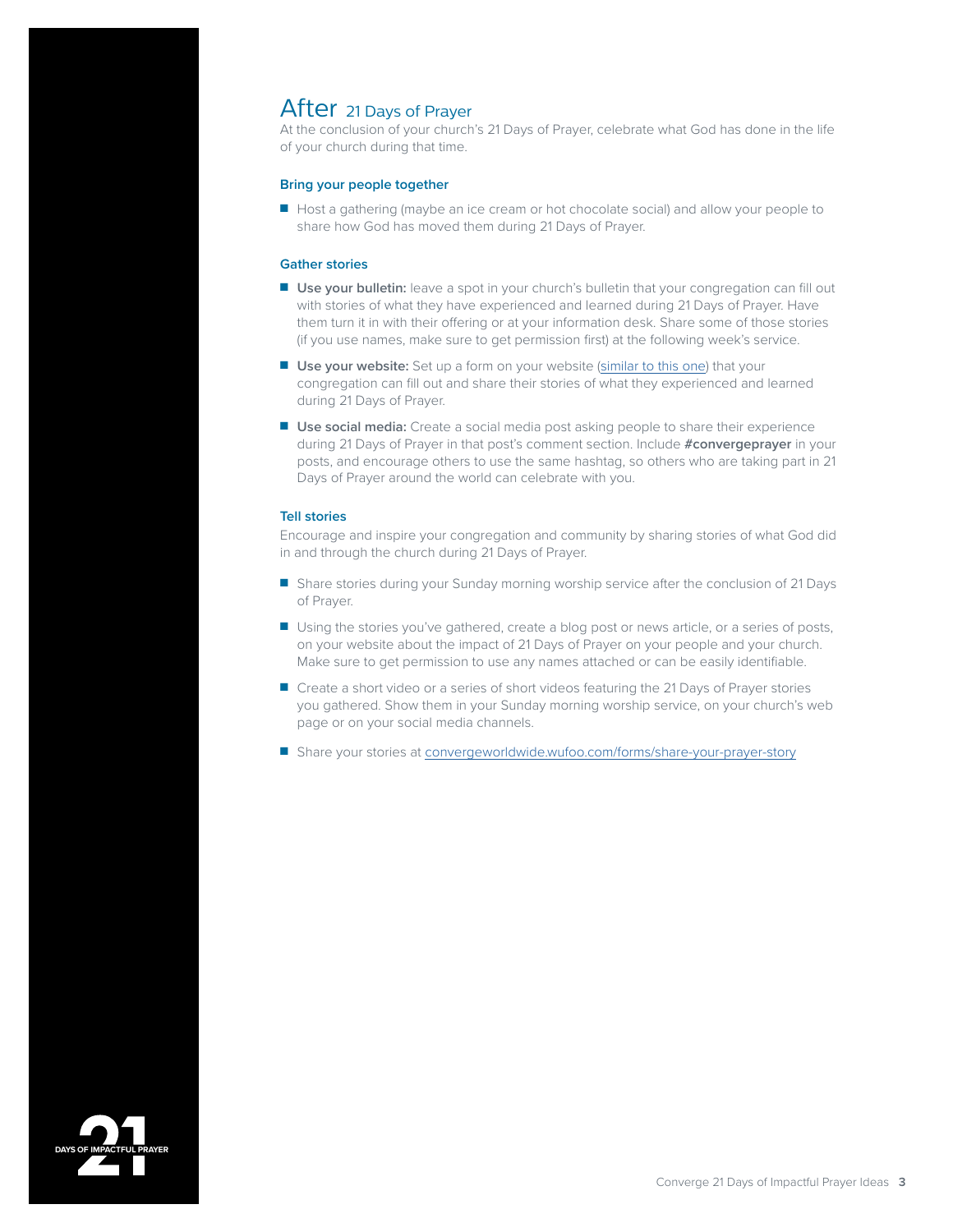# After 21 Days of Prayer

At the conclusion of your church's 21 Days of Prayer, celebrate what God has done in the life of your church during that time.

### Bring your people together

- Host a gathering (maybe an ice cream or hot chocolate social) and allow your people to share how God has moved them during 21 Days of Prayer.

### Gather stories

- **Use your bulletin:** leave a spot in your church's bulletin that your congregation can fill out with stories of what they have experienced and learned during 21 Days of Prayer. Have them turn it in with their offering or at your information desk. Share some of those stories (if you use names, make sure to get permission first) at the following week's service.
- **Use your website:** Set up a form on your website (similar to this one) that your congregation can fill out and share their stories of what they experienced and learned during 21 Days of Prayer.
- **Use social media:** Create a social media post asking people to share their experience during 21 Days of Prayer in that post's comment section. Include **#convergeprayer** in your posts, and encourage others to use the same hashtag, so others who are taking part in 21 Days of Prayer around the world can celebrate with you.

### Tell stories

Encourage and inspire your congregation and community by sharing stories of what God did in and through the church during 21 Days of Prayer.

- Share stories during your Sunday morning worship service after the conclusion of 21 Days of Prayer.
- Using the stories you've gathered, create a blog post or news article, or a series of posts, on your website about the impact of 21 Days of Prayer on your people and your church. Make sure to get permission to use any names attached or can be easily identifiable.
- Create a short video or a series of short videos featuring the 21 Days of Prayer stories you gathered. Show them in your Sunday morning worship service, on your church's web page or on your social media channels.
- Share your stories at convergeworldwide.wufoo.com/forms/share-your-prayer-story